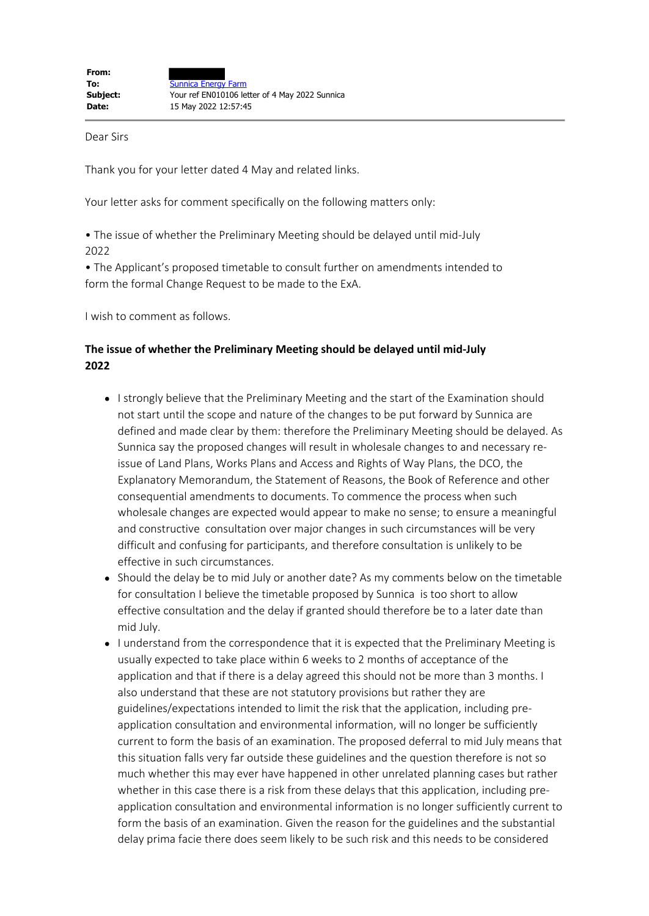**From:** 
**To:** Sunnica Energy Farm
**Subject:** Your ref EN010106 letter of 4 May 2022 Sunnica
**Date:** 15 May 2022 12:57:45

Dear Sirs

Thank you for your letter dated 4 May and related links.

Your letter asks for comment specifically on the following matters only:

• The issue of whether the Preliminary Meeting should be delayed until mid-July 2022
• The Applicant's proposed timetable to consult further on amendments intended to form the formal Change Request to be made to the ExA.

I wish to comment as follows.

### The issue of whether the Preliminary Meeting should be delayed until mid-July 2022

- I strongly believe that the Preliminary Meeting and the start of the Examination should not start until the scope and nature of the changes to be put forward by Sunnica are defined and made clear by them: therefore the Preliminary Meeting should be delayed. As Sunnica say the proposed changes will result in wholesale changes to and necessary re-issue of Land Plans, Works Plans and Access and Rights of Way Plans, the DCO, the Explanatory Memorandum, the Statement of Reasons, the Book of Reference and other consequential amendments to documents. To commence the process when such wholesale changes are expected would appear to make no sense; to ensure a meaningful and constructive consultation over major changes in such circumstances will be very difficult and confusing for participants, and therefore consultation is unlikely to be effective in such circumstances.
- Should the delay be to mid July or another date? As my comments below on the timetable for consultation I believe the timetable proposed by Sunnica is too short to allow effective consultation and the delay if granted should therefore be to a later date than mid July.
- I understand from the correspondence that it is expected that the Preliminary Meeting is usually expected to take place within 6 weeks to 2 months of acceptance of the application and that if there is a delay agreed this should not be more than 3 months. I also understand that these are not statutory provisions but rather they are guidelines/expectations intended to limit the risk that the application, including pre-application consultation and environmental information, will no longer be sufficiently current to form the basis of an examination. The proposed deferral to mid July means that this situation falls very far outside these guidelines and the question therefore is not so much whether this may ever have happened in other unrelated planning cases but rather whether in this case there is a risk from these delays that this application, including pre-application consultation and environmental information is no longer sufficiently current to form the basis of an examination. Given the reason for the guidelines and the substantial delay prima facie there does seem likely to be such risk and this needs to be considered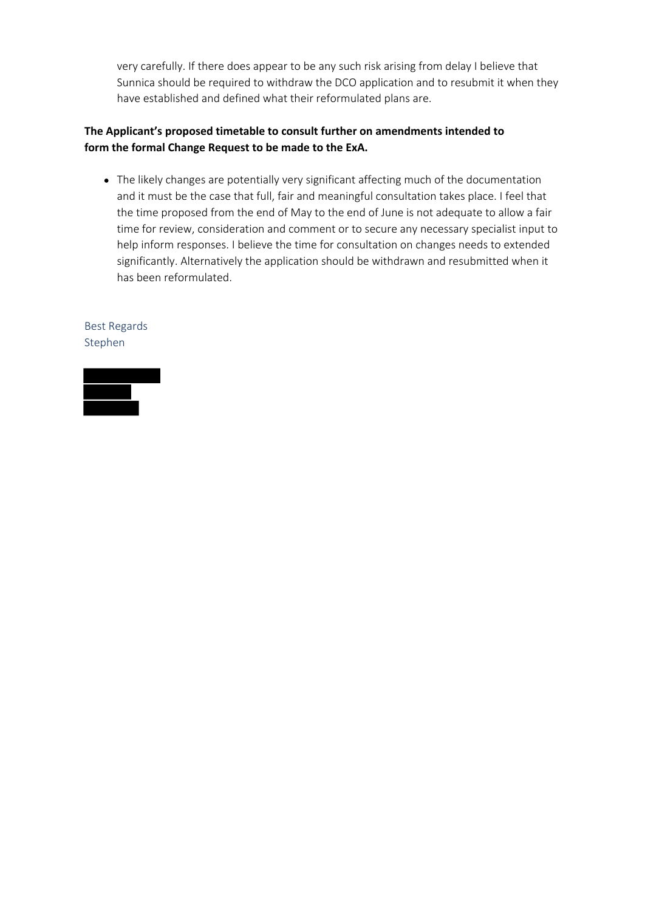very carefully. If there does appear to be any such risk arising from delay I believe that Sunnica should be required to withdraw the DCO application and to resubmit it when they have established and defined what their reformulated plans are.

**The Applicant's proposed timetable to consult further on amendments intended to form the formal Change Request to be made to the ExA.**

- The likely changes are potentially very significant affecting much of the documentation and it must be the case that full, fair and meaningful consultation takes place. I feel that the time proposed from the end of May to the end of June is not adequate to allow a fair time for review, consideration and comment or to secure any necessary specialist input to help inform responses. I believe the time for consultation on changes needs to extended significantly. Alternatively the application should be withdrawn and resubmitted when it has been reformulated.

Best Regards
Stephen